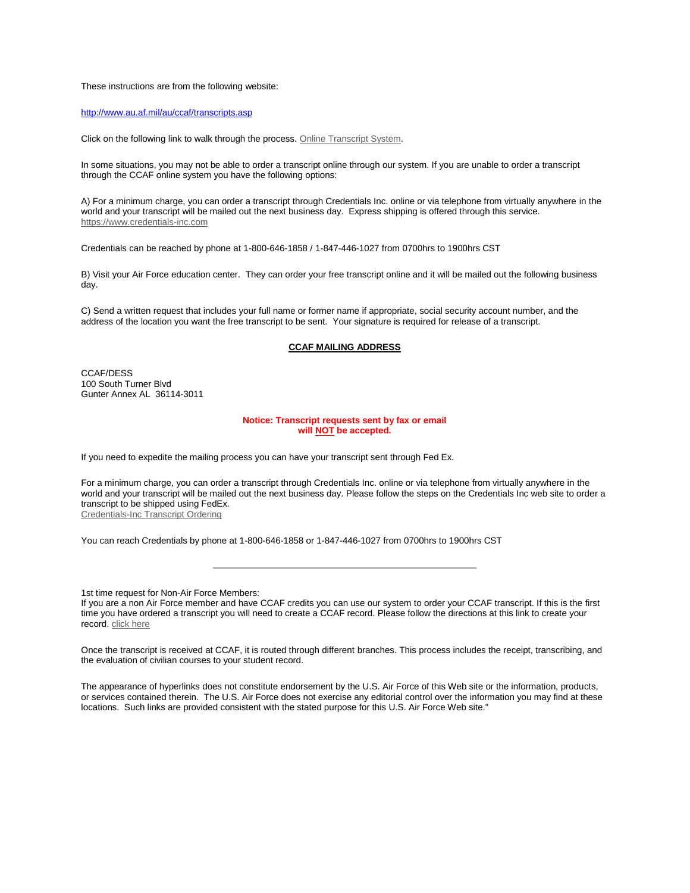These instructions are from the following website:

http://www.au.af.mil/au/ccaf/transcripts.asp

Click on the following link to walk through the process. Online Transcript System.

In some situations, you may not be able to order a transcript online through our system. If you are unable to order a transcript through the CCAF online system you have the following options:

A) For a minimum charge, you can order a transcript through Credentials Inc. online or via telephone from virtually anywhere in the world and your transcript will be mailed out the next business day. Express shipping is offered through this service. https://www.credentials-inc.com

Credentials can be reached by phone at 1-800-646-1858 / 1-847-446-1027 from 0700hrs to 1900hrs CST

B) Visit your Air Force education center. They can order your free transcript online and it will be mailed out the following business day.

C) Send a written request that includes your full name or former name if appropriate, social security account number, and the address of the location you want the free transcript to be sent. Your signature is required for release of a transcript.

**CCAF MAILING ADDRESS**

CCAF/DESS
100 South Turner Blvd
Gunter Annex AL 36114-3011

**Notice: Transcript requests sent by fax or email will NOT be accepted.**

If you need to expedite the mailing process you can have your transcript sent through Fed Ex.

For a minimum charge, you can order a transcript through Credentials Inc. online or via telephone from virtually anywhere in the world and your transcript will be mailed out the next business day. Please follow the steps on the Credentials Inc web site to order a transcript to be shipped using FedEx.
Credentials-Inc Transcript Ordering

You can reach Credentials by phone at 1-800-646-1858 or 1-847-446-1027 from 0700hrs to 1900hrs CST

---

1st time request for Non-Air Force Members:
If you are a non Air Force member and have CCAF credits you can use our system to order your CCAF transcript. If this is the first time you have ordered a transcript you will need to create a CCAF record. Please follow the directions at this link to create your record. click here

Once the transcript is received at CCAF, it is routed through different branches. This process includes the receipt, transcribing, and the evaluation of civilian courses to your student record.

The appearance of hyperlinks does not constitute endorsement by the U.S. Air Force of this Web site or the information, products, or services contained therein. The U.S. Air Force does not exercise any editorial control over the information you may find at these locations. Such links are provided consistent with the stated purpose for this U.S. Air Force Web site."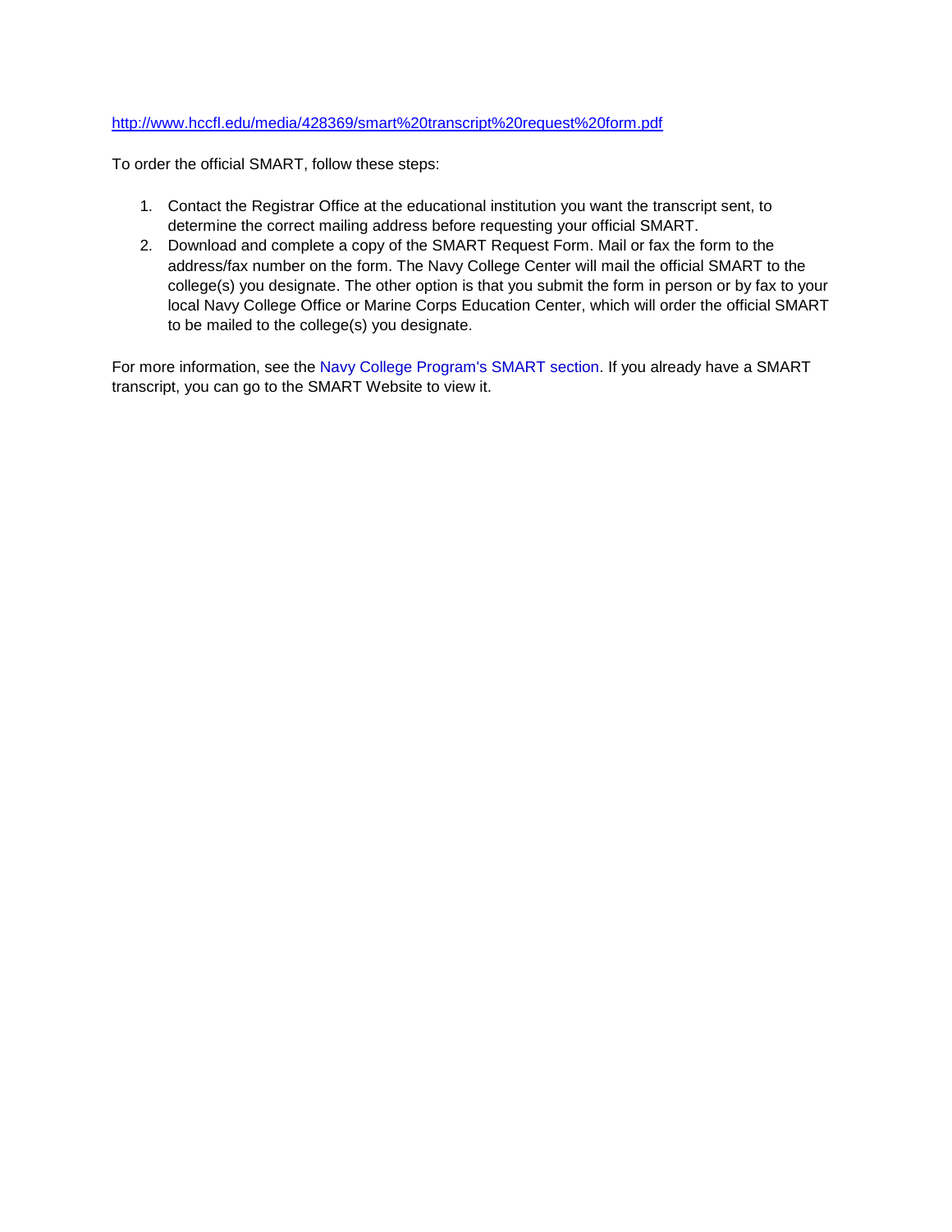http://www.hccfl.edu/media/428369/smart%20transcript%20request%20form.pdf

To order the official SMART, follow these steps:

1. Contact the Registrar Office at the educational institution you want the transcript sent, to determine the correct mailing address before requesting your official SMART.
2. Download and complete a copy of the SMART Request Form. Mail or fax the form to the address/fax number on the form. The Navy College Center will mail the official SMART to the college(s) you designate. The other option is that you submit the form in person or by fax to your local Navy College Office or Marine Corps Education Center, which will order the official SMART to be mailed to the college(s) you designate.

For more information, see the Navy College Program's SMART section. If you already have a SMART transcript, you can go to the SMART Website to view it.